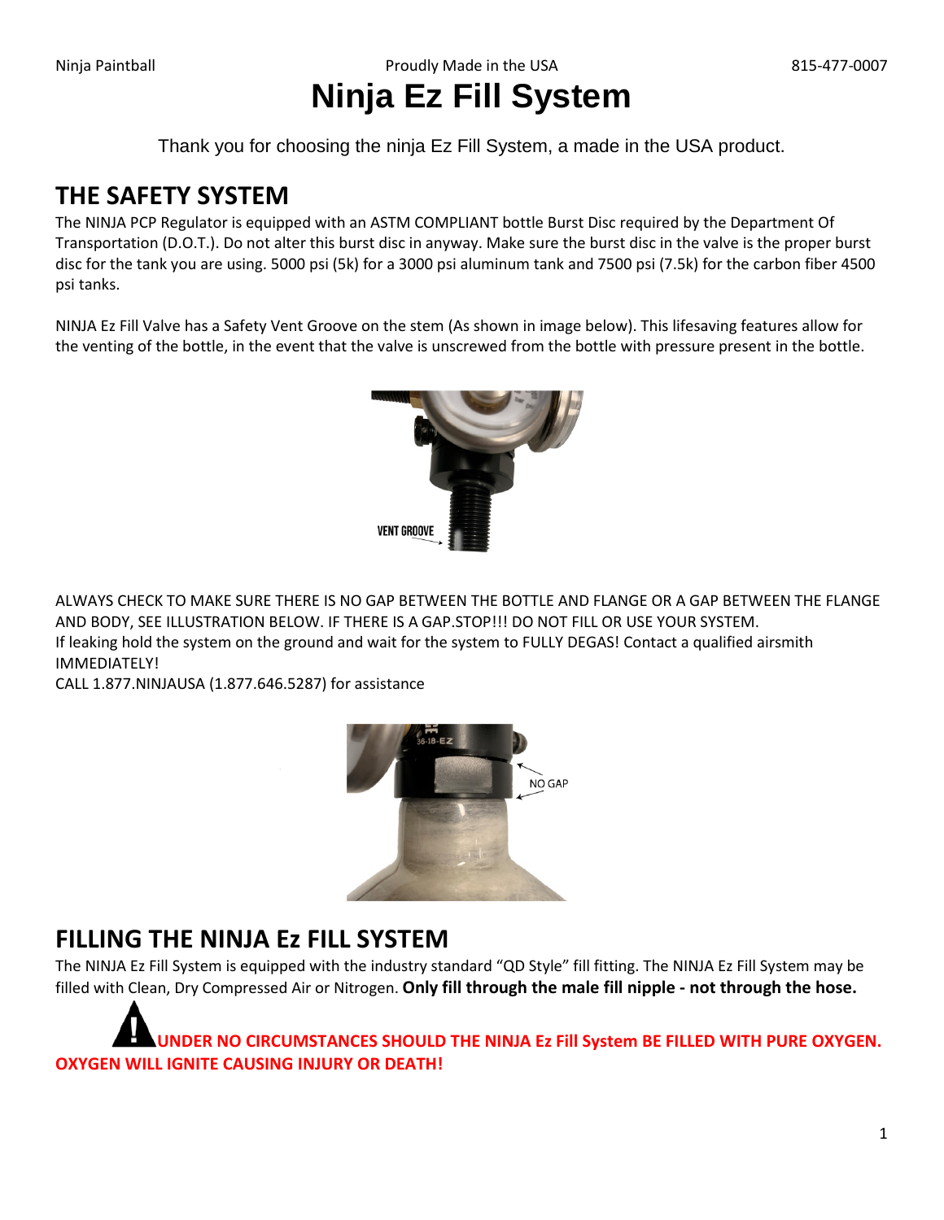# Ninja Ez Fill System

Thank you for choosing the ninja Ez Fill System, a made in the USA product.

## THE SAFETY SYSTEM

The NINJA PCP Regulator is equipped with an ASTM COMPLIANT bottle Burst Disc required by the Department Of Transportation (D.O.T.). Do not alter this burst disc in anyway. Make sure the burst disc in the valve is the proper burst disc for the tank you are using. 5000 psi (5k) for a 3000 psi aluminum tank and 7500 psi (7.5k) for the carbon fiber 4500 psi tanks.

NINJA Ez Fill Valve has a Safety Vent Groove on the stem (As shown in image below). This lifesaving features allow for the venting of the bottle, in the event that the valve is unscrewed from the bottle with pressure present in the bottle.

VENT GROOVE

ALWAYS CHECK TO MAKE SURE THERE IS NO GAP BETWEEN THE BOTTLE AND FLANGE OR A GAP BETWEEN THE FLANGE AND BODY, SEE ILLUSTRATION BELOW. IF THERE IS A GAP.STOP!!! DO NOT FILL OR USE YOUR SYSTEM.
If leaking hold the system on the ground and wait for the system to FULLY DEGAS! Contact a qualified airsmith IMMEDIATELY!
CALL 1.877.NINJAUSA (1.877.646.5287) for assistance

NO GAP

## FILLING THE NINJA Ez FILL SYSTEM

The NINJA Ez Fill System is equipped with the industry standard "QD Style" fill fitting. The NINJA Ez Fill System may be filled with Clean, Dry Compressed Air or Nitrogen. **Only fill through the male fill nipple - not through the hose.**

**UNDER NO CIRCUMSTANCES SHOULD THE NINJA Ez Fill System BE FILLED WITH PURE OXYGEN. OXYGEN WILL IGNITE CAUSING INJURY OR DEATH!**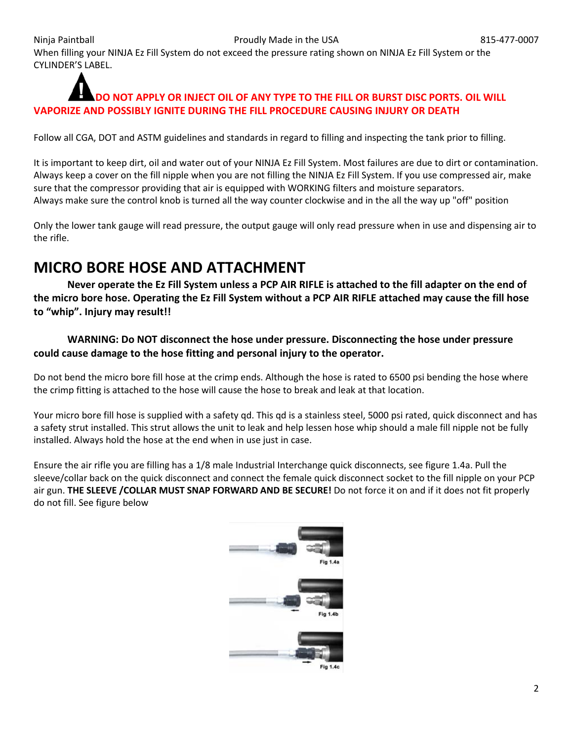When filling your NINJA Ez Fill System do not exceed the pressure rating shown on NINJA Ez Fill System or the CYLINDER'S LABEL.

**⚠ DO NOT APPLY OR INJECT OIL OF ANY TYPE TO THE FILL OR BURST DISC PORTS. OIL WILL VAPORIZE AND POSSIBLY IGNITE DURING THE FILL PROCEDURE CAUSING INJURY OR DEATH**

Follow all CGA, DOT and ASTM guidelines and standards in regard to filling and inspecting the tank prior to filling.

It is important to keep dirt, oil and water out of your NINJA Ez Fill System. Most failures are due to dirt or contamination. Always keep a cover on the fill nipple when you are not filling the NINJA Ez Fill System. If you use compressed air, make sure that the compressor providing that air is equipped with WORKING filters and moisture separators.
Always make sure the control knob is turned all the way counter clockwise and in the all the way up "off" position

Only the lower tank gauge will read pressure, the output gauge will only read pressure when in use and dispensing air to the rifle.

# MICRO BORE HOSE AND ATTACHMENT

**Never operate the Ez Fill System unless a PCP AIR RIFLE is attached to the fill adapter on the end of the micro bore hose. Operating the Ez Fill System without a PCP AIR RIFLE attached may cause the fill hose to "whip". Injury may result!!**

**WARNING: Do NOT disconnect the hose under pressure. Disconnecting the hose under pressure could cause damage to the hose fitting and personal injury to the operator.**

Do not bend the micro bore fill hose at the crimp ends. Although the hose is rated to 6500 psi bending the hose where the crimp fitting is attached to the hose will cause the hose to break and leak at that location.

Your micro bore fill hose is supplied with a safety qd. This qd is a stainless steel, 5000 psi rated, quick disconnect and has a safety strut installed. This strut allows the unit to leak and help lessen hose whip should a male fill nipple not be fully installed. Always hold the hose at the end when in use just in case.

Ensure the air rifle you are filling has a 1/8 male Industrial Interchange quick disconnects, see figure 1.4a. Pull the sleeve/collar back on the quick disconnect and connect the female quick disconnect socket to the fill nipple on your PCP air gun. **THE SLEEVE /COLLAR MUST SNAP FORWARD AND BE SECURE!** Do not force it on and if it does not fit properly do not fill. See figure below

Fig 1.4a

Fig 1.4b

Fig 1.4c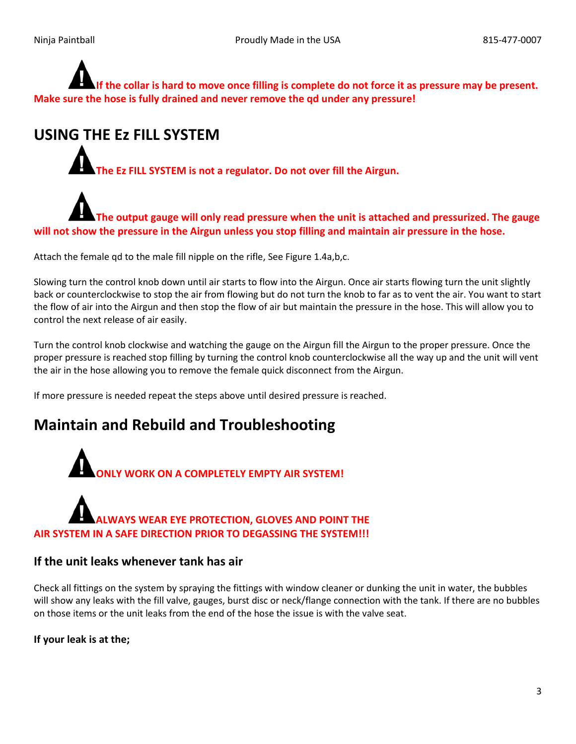**⚠ If the collar is hard to move once filling is complete do not force it as pressure may be present. Make sure the hose is fully drained and never remove the qd under any pressure!**

## USING THE Ez FILL SYSTEM

**⚠ The Ez FILL SYSTEM is not a regulator. Do not over fill the Airgun.**

**⚠ The output gauge will only read pressure when the unit is attached and pressurized. The gauge will not show the pressure in the Airgun unless you stop filling and maintain air pressure in the hose.**

Attach the female qd to the male fill nipple on the rifle, See Figure 1.4a,b,c.

Slowing turn the control knob down until air starts to flow into the Airgun. Once air starts flowing turn the unit slightly back or counterclockwise to stop the air from flowing but do not turn the knob to far as to vent the air. You want to start the flow of air into the Airgun and then stop the flow of air but maintain the pressure in the hose. This will allow you to control the next release of air easily.

Turn the control knob clockwise and watching the gauge on the Airgun fill the Airgun to the proper pressure. Once the proper pressure is reached stop filling by turning the control knob counterclockwise all the way up and the unit will vent the air in the hose allowing you to remove the female quick disconnect from the Airgun.

If more pressure is needed repeat the steps above until desired pressure is reached.

## Maintain and Rebuild and Troubleshooting

**⚠ ONLY WORK ON A COMPLETELY EMPTY AIR SYSTEM!**

**⚠ ALWAYS WEAR EYE PROTECTION, GLOVES AND POINT THE AIR SYSTEM IN A SAFE DIRECTION PRIOR TO DEGASSING THE SYSTEM!!!**

### If the unit leaks whenever tank has air

Check all fittings on the system by spraying the fittings with window cleaner or dunking the unit in water, the bubbles will show any leaks with the fill valve, gauges, burst disc or neck/flange connection with the tank. If there are no bubbles on those items or the unit leaks from the end of the hose the issue is with the valve seat.

**If your leak is at the;**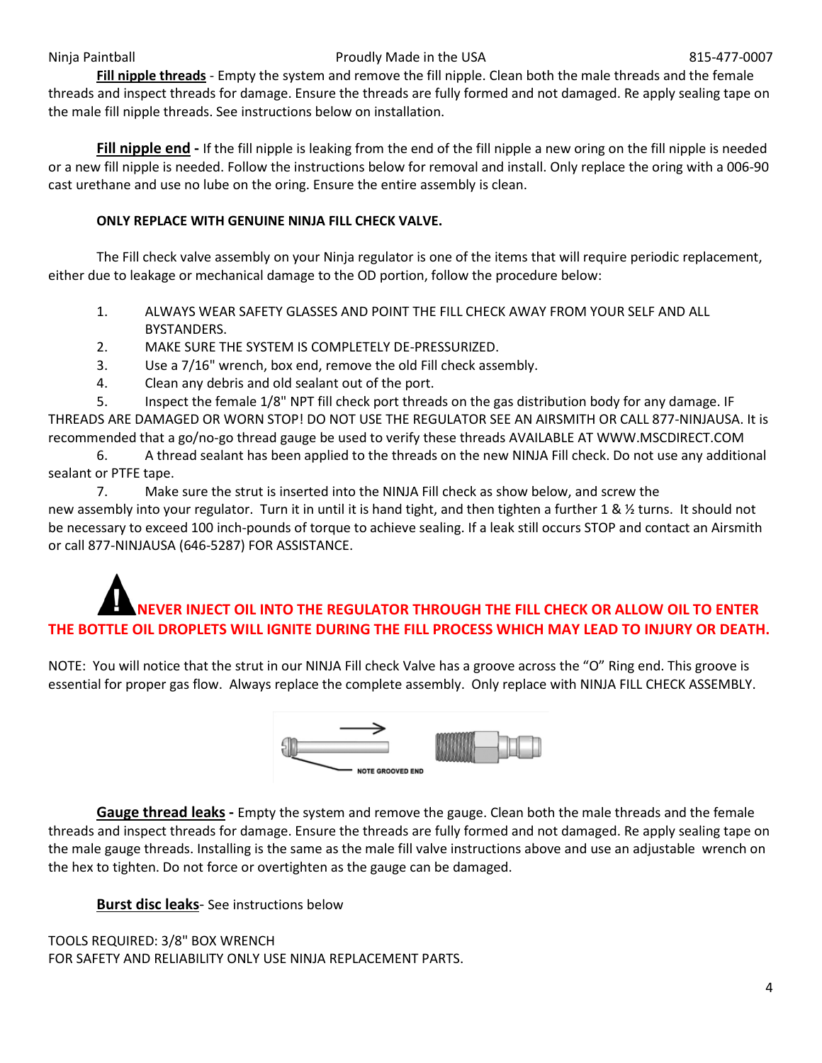**Fill nipple threads** - Empty the system and remove the fill nipple. Clean both the male threads and the female threads and inspect threads for damage. Ensure the threads are fully formed and not damaged. Re apply sealing tape on the male fill nipple threads. See instructions below on installation.

**Fill nipple end -** If the fill nipple is leaking from the end of the fill nipple a new oring on the fill nipple is needed or a new fill nipple is needed. Follow the instructions below for removal and install. Only replace the oring with a 006-90 cast urethane and use no lube on the oring. Ensure the entire assembly is clean.

**ONLY REPLACE WITH GENUINE NINJA FILL CHECK VALVE.**

The Fill check valve assembly on your Ninja regulator is one of the items that will require periodic replacement, either due to leakage or mechanical damage to the OD portion, follow the procedure below:

1. ALWAYS WEAR SAFETY GLASSES AND POINT THE FILL CHECK AWAY FROM YOUR SELF AND ALL BYSTANDERS.
2. MAKE SURE THE SYSTEM IS COMPLETELY DE-PRESSURIZED.
3. Use a 7/16" wrench, box end, remove the old Fill check assembly.
4. Clean any debris and old sealant out of the port.
5. Inspect the female 1/8" NPT fill check port threads on the gas distribution body for any damage. IF THREADS ARE DAMAGED OR WORN STOP! DO NOT USE THE REGULATOR SEE AN AIRSMITH OR CALL 877-NINJAUSA. It is recommended that a go/no-go thread gauge be used to verify these threads AVAILABLE AT WWW.MSCDIRECT.COM
6. A thread sealant has been applied to the threads on the new NINJA Fill check. Do not use any additional sealant or PTFE tape.
7. Make sure the strut is inserted into the NINJA Fill check as show below, and screw the new assembly into your regulator. Turn it in until it is hand tight, and then tighten a further 1 & ½ turns. It should not be necessary to exceed 100 inch-pounds of torque to achieve sealing. If a leak still occurs STOP and contact an Airsmith or call 877-NINJAUSA (646-5287) FOR ASSISTANCE.

**⚠ NEVER INJECT OIL INTO THE REGULATOR THROUGH THE FILL CHECK OR ALLOW OIL TO ENTER THE BOTTLE OIL DROPLETS WILL IGNITE DURING THE FILL PROCESS WHICH MAY LEAD TO INJURY OR DEATH.**

NOTE: You will notice that the strut in our NINJA Fill check Valve has a groove across the "O" Ring end. This groove is essential for proper gas flow. Always replace the complete assembly. Only replace with NINJA FILL CHECK ASSEMBLY.

NOTE GROOVED END

**Gauge thread leaks -** Empty the system and remove the gauge. Clean both the male threads and the female threads and inspect threads for damage. Ensure the threads are fully formed and not damaged. Re apply sealing tape on the male gauge threads. Installing is the same as the male fill valve instructions above and use an adjustable wrench on the hex to tighten. Do not force or overtighten as the gauge can be damaged.

**Burst disc leaks**- See instructions below

TOOLS REQUIRED: 3/8" BOX WRENCH
FOR SAFETY AND RELIABILITY ONLY USE NINJA REPLACEMENT PARTS.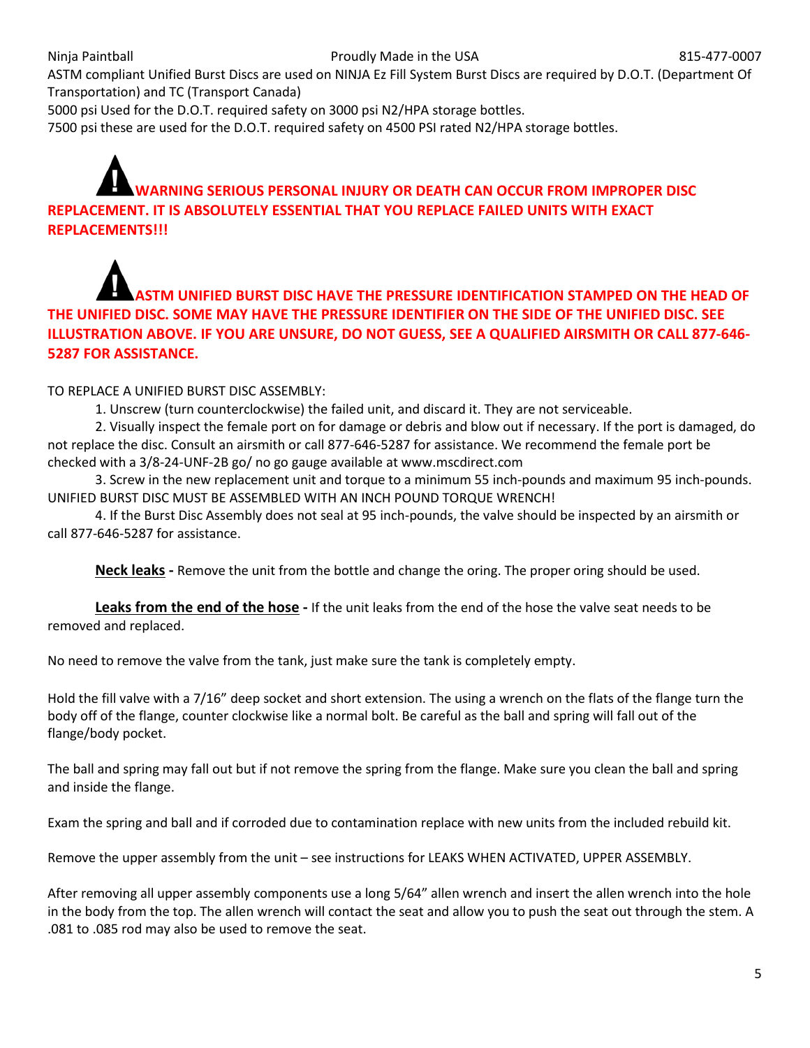ASTM compliant Unified Burst Discs are used on NINJA Ez Fill System Burst Discs are required by D.O.T. (Department Of Transportation) and TC (Transport Canada)

5000 psi Used for the D.O.T. required safety on 3000 psi N2/HPA storage bottles.

7500 psi these are used for the D.O.T. required safety on 4500 PSI rated N2/HPA storage bottles.

**⚠ WARNING SERIOUS PERSONAL INJURY OR DEATH CAN OCCUR FROM IMPROPER DISC REPLACEMENT. IT IS ABSOLUTELY ESSENTIAL THAT YOU REPLACE FAILED UNITS WITH EXACT REPLACEMENTS!!!**

**⚠ ASTM UNIFIED BURST DISC HAVE THE PRESSURE IDENTIFICATION STAMPED ON THE HEAD OF THE UNIFIED DISC. SOME MAY HAVE THE PRESSURE IDENTIFIER ON THE SIDE OF THE UNIFIED DISC. SEE ILLUSTRATION ABOVE. IF YOU ARE UNSURE, DO NOT GUESS, SEE A QUALIFIED AIRSMITH OR CALL 877-646-5287 FOR ASSISTANCE.**

TO REPLACE A UNIFIED BURST DISC ASSEMBLY:

1. Unscrew (turn counterclockwise) the failed unit, and discard it. They are not serviceable.
2. Visually inspect the female port on for damage or debris and blow out if necessary. If the port is damaged, do not replace the disc. Consult an airsmith or call 877-646-5287 for assistance. We recommend the female port be checked with a 3/8-24-UNF-2B go/ no go gauge available at www.mscdirect.com
3. Screw in the new replacement unit and torque to a minimum 55 inch-pounds and maximum 95 inch-pounds. UNIFIED BURST DISC MUST BE ASSEMBLED WITH AN INCH POUND TORQUE WRENCH!
4. If the Burst Disc Assembly does not seal at 95 inch-pounds, the valve should be inspected by an airsmith or call 877-646-5287 for assistance.

**Neck leaks -** Remove the unit from the bottle and change the oring. The proper oring should be used.

**Leaks from the end of the hose -** If the unit leaks from the end of the hose the valve seat needs to be removed and replaced.

No need to remove the valve from the tank, just make sure the tank is completely empty.

Hold the fill valve with a 7/16" deep socket and short extension. The using a wrench on the flats of the flange turn the body off of the flange, counter clockwise like a normal bolt. Be careful as the ball and spring will fall out of the flange/body pocket.

The ball and spring may fall out but if not remove the spring from the flange. Make sure you clean the ball and spring and inside the flange.

Exam the spring and ball and if corroded due to contamination replace with new units from the included rebuild kit.

Remove the upper assembly from the unit – see instructions for LEAKS WHEN ACTIVATED, UPPER ASSEMBLY.

After removing all upper assembly components use a long 5/64" allen wrench and insert the allen wrench into the hole in the body from the top. The allen wrench will contact the seat and allow you to push the seat out through the stem. A .081 to .085 rod may also be used to remove the seat.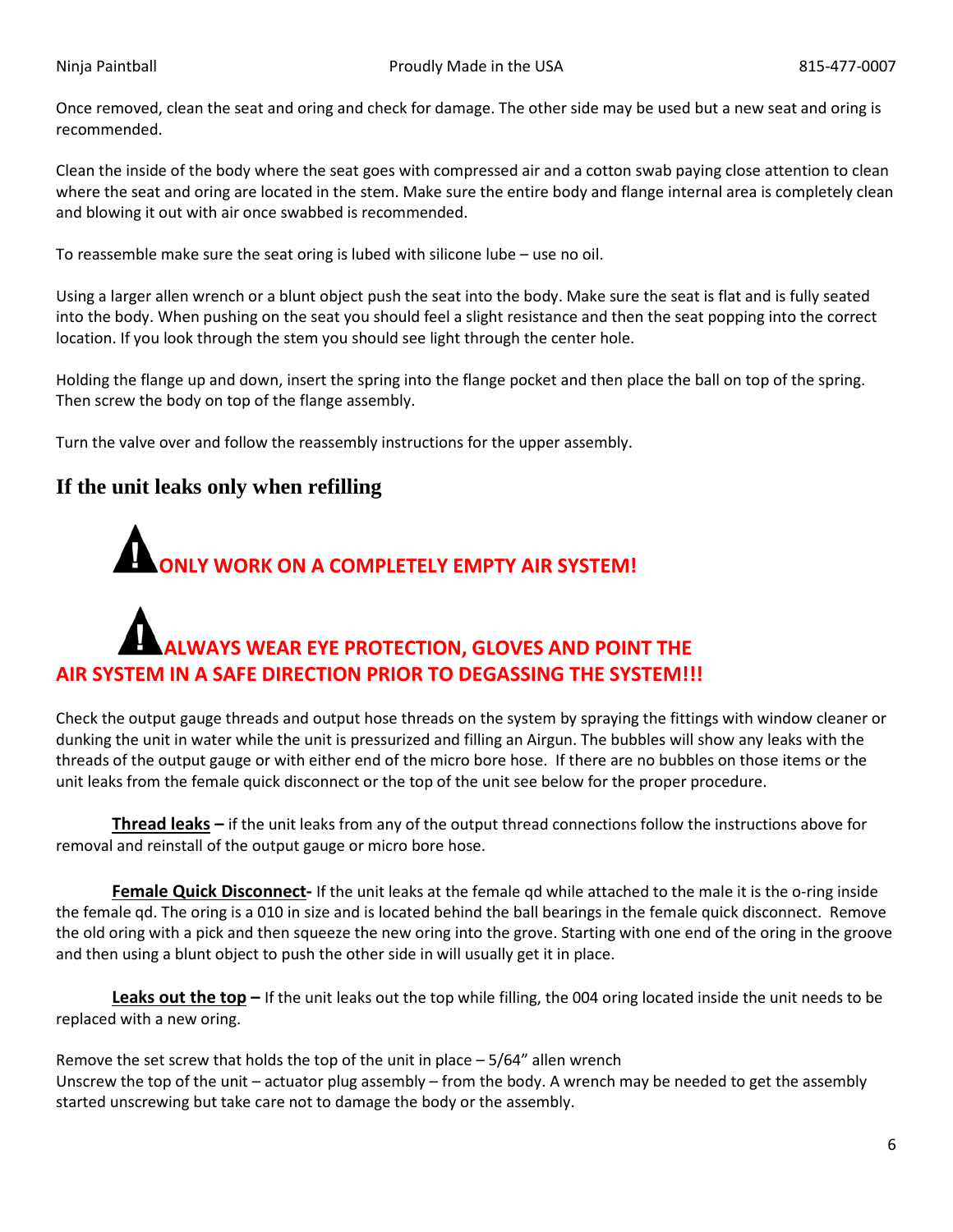Once removed, clean the seat and oring and check for damage. The other side may be used but a new seat and oring is recommended.

Clean the inside of the body where the seat goes with compressed air and a cotton swab paying close attention to clean where the seat and oring are located in the stem. Make sure the entire body and flange internal area is completely clean and blowing it out with air once swabbed is recommended.

To reassemble make sure the seat oring is lubed with silicone lube – use no oil.

Using a larger allen wrench or a blunt object push the seat into the body. Make sure the seat is flat and is fully seated into the body. When pushing on the seat you should feel a slight resistance and then the seat popping into the correct location. If you look through the stem you should see light through the center hole.

Holding the flange up and down, insert the spring into the flange pocket and then place the ball on top of the spring. Then screw the body on top of the flange assembly.

Turn the valve over and follow the reassembly instructions for the upper assembly.

## If the unit leaks only when refilling

**⚠ ONLY WORK ON A COMPLETELY EMPTY AIR SYSTEM!**

**⚠ ALWAYS WEAR EYE PROTECTION, GLOVES AND POINT THE AIR SYSTEM IN A SAFE DIRECTION PRIOR TO DEGASSING THE SYSTEM!!!**

Check the output gauge threads and output hose threads on the system by spraying the fittings with window cleaner or dunking the unit in water while the unit is pressurized and filling an Airgun. The bubbles will show any leaks with the threads of the output gauge or with either end of the micro bore hose. If there are no bubbles on those items or the unit leaks from the female quick disconnect or the top of the unit see below for the proper procedure.

**Thread leaks –** if the unit leaks from any of the output thread connections follow the instructions above for removal and reinstall of the output gauge or micro bore hose.

**Female Quick Disconnect-** If the unit leaks at the female qd while attached to the male it is the o-ring inside the female qd. The oring is a 010 in size and is located behind the ball bearings in the female quick disconnect. Remove the old oring with a pick and then squeeze the new oring into the grove. Starting with one end of the oring in the groove and then using a blunt object to push the other side in will usually get it in place.

**Leaks out the top –** If the unit leaks out the top while filling, the 004 oring located inside the unit needs to be replaced with a new oring.

Remove the set screw that holds the top of the unit in place – 5/64" allen wrench
Unscrew the top of the unit – actuator plug assembly – from the body. A wrench may be needed to get the assembly started unscrewing but take care not to damage the body or the assembly.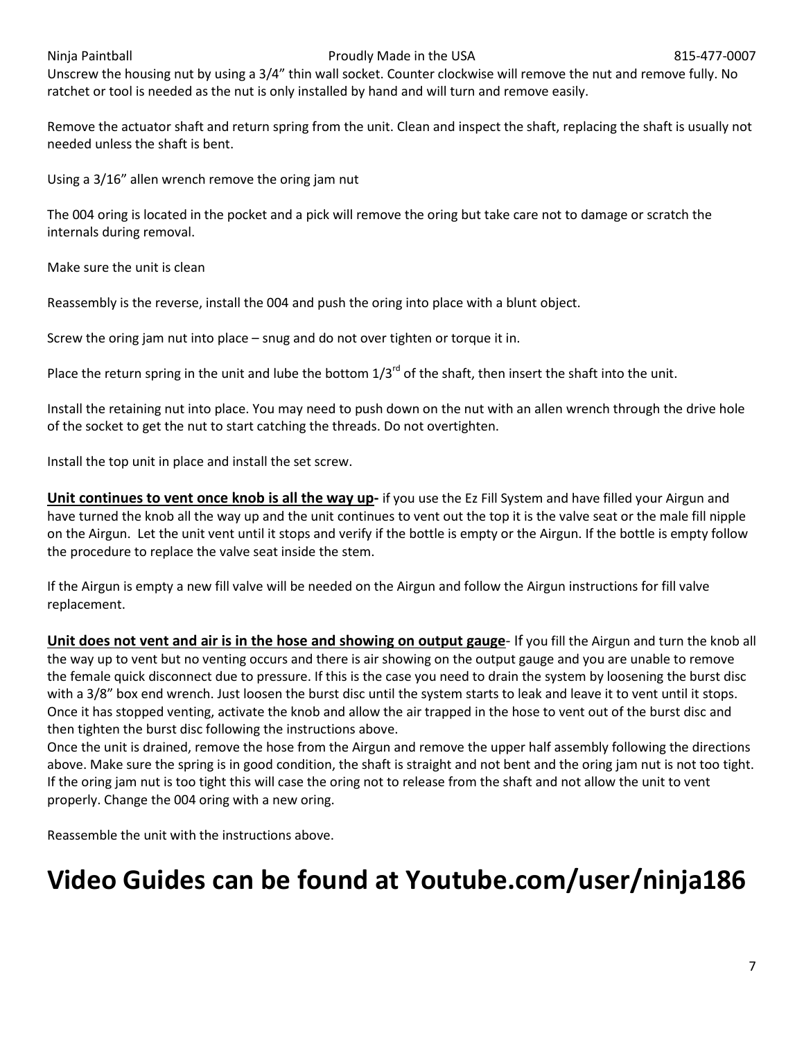Unscrew the housing nut by using a 3/4” thin wall socket. Counter clockwise will remove the nut and remove fully. No ratchet or tool is needed as the nut is only installed by hand and will turn and remove easily.

Remove the actuator shaft and return spring from the unit. Clean and inspect the shaft, replacing the shaft is usually not needed unless the shaft is bent.

Using a 3/16” allen wrench remove the oring jam nut

The 004 oring is located in the pocket and a pick will remove the oring but take care not to damage or scratch the internals during removal.

Make sure the unit is clean

Reassembly is the reverse, install the 004 and push the oring into place with a blunt object.

Screw the oring jam nut into place – snug and do not over tighten or torque it in.

Place the return spring in the unit and lube the bottom 1/3rd of the shaft, then insert the shaft into the unit.

Install the retaining nut into place. You may need to push down on the nut with an allen wrench through the drive hole of the socket to get the nut to start catching the threads. Do not overtighten.

Install the top unit in place and install the set screw.

**Unit continues to vent once knob is all the way up-** if you use the Ez Fill System and have filled your Airgun and have turned the knob all the way up and the unit continues to vent out the top it is the valve seat or the male fill nipple on the Airgun. Let the unit vent until it stops and verify if the bottle is empty or the Airgun. If the bottle is empty follow the procedure to replace the valve seat inside the stem.

If the Airgun is empty a new fill valve will be needed on the Airgun and follow the Airgun instructions for fill valve replacement.

**Unit does not vent and air is in the hose and showing on output gauge**- If you fill the Airgun and turn the knob all the way up to vent but no venting occurs and there is air showing on the output gauge and you are unable to remove the female quick disconnect due to pressure. If this is the case you need to drain the system by loosening the burst disc with a 3/8” box end wrench. Just loosen the burst disc until the system starts to leak and leave it to vent until it stops. Once it has stopped venting, activate the knob and allow the air trapped in the hose to vent out of the burst disc and then tighten the burst disc following the instructions above.
Once the unit is drained, remove the hose from the Airgun and remove the upper half assembly following the directions above. Make sure the spring is in good condition, the shaft is straight and not bent and the oring jam nut is not too tight. If the oring jam nut is too tight this will case the oring not to release from the shaft and not allow the unit to vent properly. Change the 004 oring with a new oring.

Reassemble the unit with the instructions above.

# Video Guides can be found at Youtube.com/user/ninja186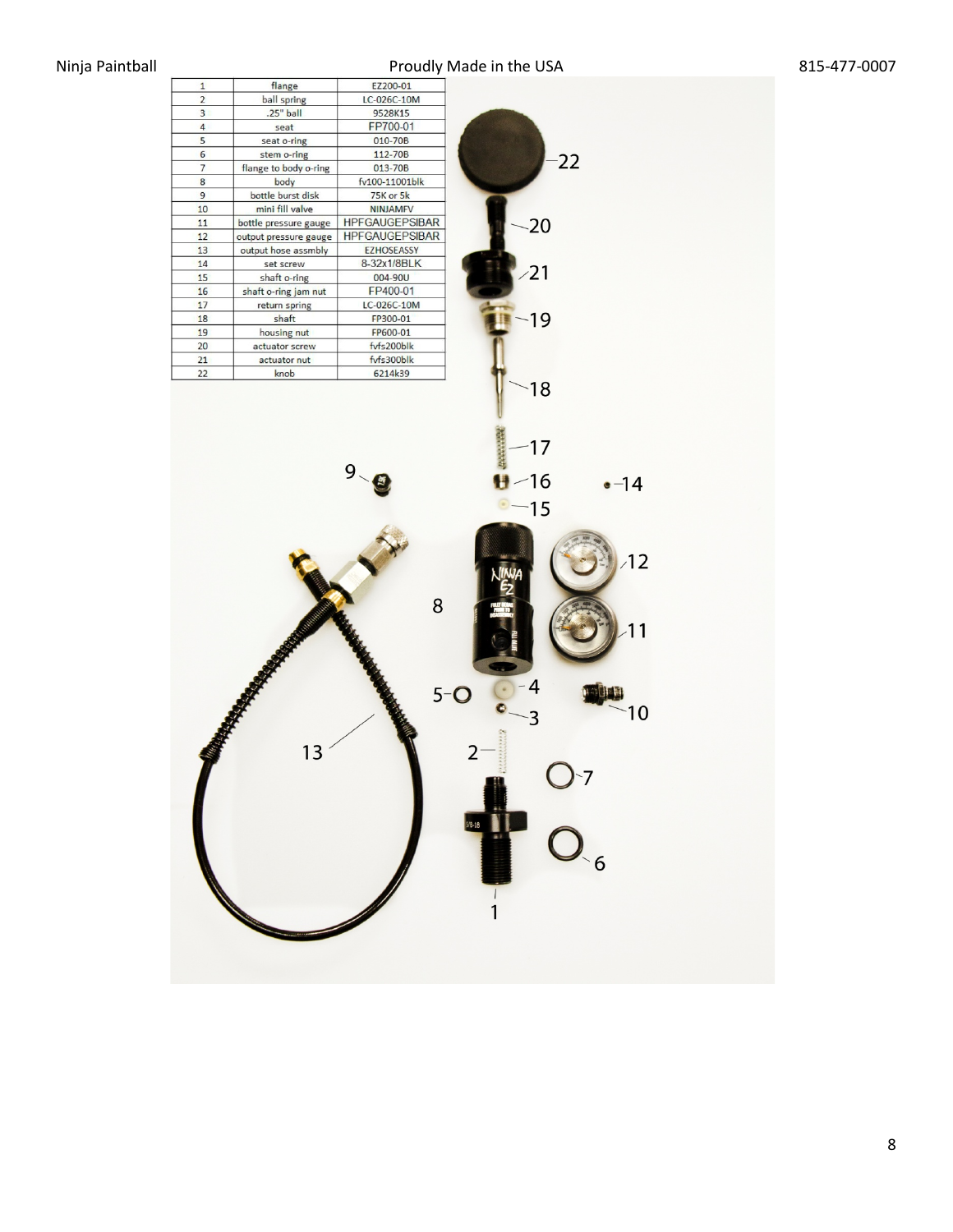| | | |
|---|---|---|
| 1 | flange | EZ200-01 |
| 2 | ball spring | LC-026C-10M |
| 3 | .25" ball | 9528K15 |
| 4 | seat | FP700-01 |
| 5 | seat o-ring | 010-70B |
| 6 | stem o-ring | 112-70B |
| 7 | flange to body o-ring | 013-70B |
| 8 | body | fv100-11001blk |
| 9 | bottle burst disk | 75K or 5k |
| 10 | mini fill valve | NINJAMFV |
| 11 | bottle pressure gauge | HPFGAUGEPSIBAR |
| 12 | output pressure gauge | HPFGAUGEPSIBAR |
| 13 | output hose assmbly | EZHOSEASSY |
| 14 | set screw | 8-32x1/8BLK |
| 15 | shaft o-ring | 004-90U |
| 16 | shaft o-ring jam nut | FP400-01 |
| 17 | return spring | LC-026C-10M |
| 18 | shaft | FP300-01 |
| 19 | housing nut | FP600-01 |
| 20 | actuator screw | fvfs200blk |
| 21 | actuator nut | fvfs300blk |
| 22 | knob | 6214k39 |

22

20

21

19

18

17

9

16

14

15

12

8

11

5

4

3

10

13

2

7

6

1